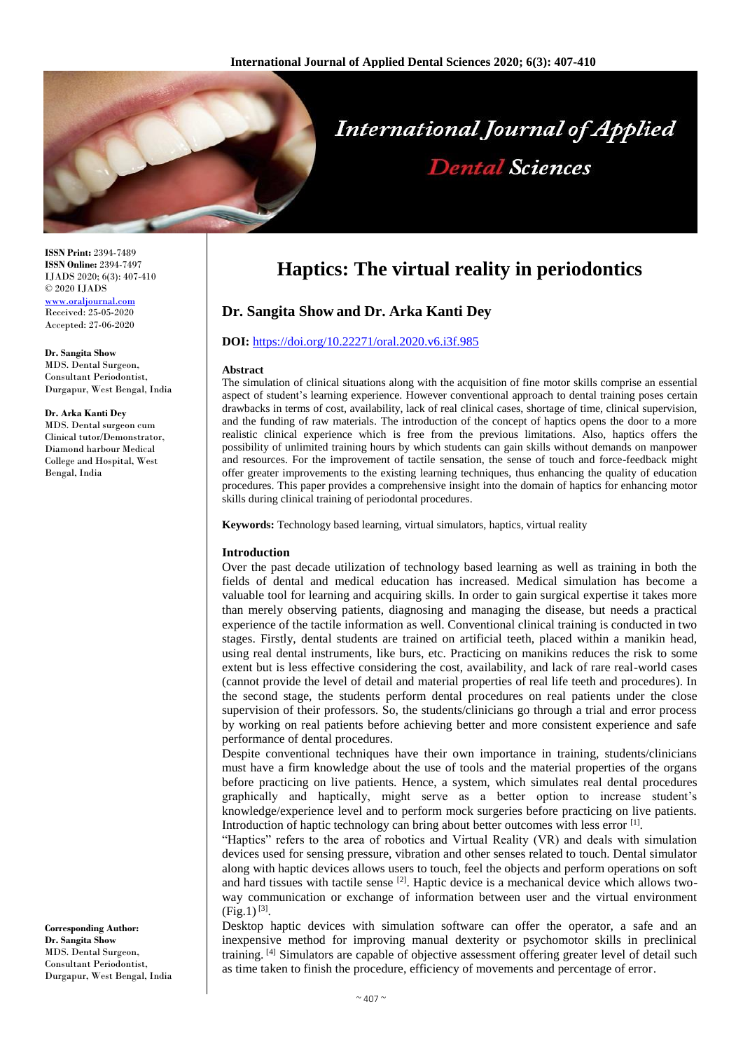# Haptics: The virtual reality in periodontics

## Dr. Sangita Show and Dr. Arka Kanti Dey

**DOI:** https://doi.org/10.22271/oral.2020.v6.i3f.985

ISSN Print: 2394-7489
ISSN Online: 2394-7497
IJADS 2020; 6(3): 407-410
© 2020 IJADS
www.oraljournal.com
Received: 25-05-2020
Accepted: 27-06-2020

**Dr. Sangita Show**
MDS. Dental Surgeon, Consultant Periodontist, Durgapur, West Bengal, India

**Dr. Arka Kanti Dey**
MDS. Dental surgeon cum Clinical tutor/Demonstrator, Diamond harbour Medical College and Hospital, West Bengal, India

**Corresponding Author:**
**Dr. Sangita Show**
MDS. Dental Surgeon, Consultant Periodontist, Durgapur, West Bengal, India

### Abstract

The simulation of clinical situations along with the acquisition of fine motor skills comprise an essential aspect of student's learning experience. However conventional approach to dental training poses certain drawbacks in terms of cost, availability, lack of real clinical cases, shortage of time, clinical supervision, and the funding of raw materials. The introduction of the concept of haptics opens the door to a more realistic clinical experience which is free from the previous limitations. Also, haptics offers the possibility of unlimited training hours by which students can gain skills without demands on manpower and resources. For the improvement of tactile sensation, the sense of touch and force-feedback might offer greater improvements to the existing learning techniques, thus enhancing the quality of education procedures. This paper provides a comprehensive insight into the domain of haptics for enhancing motor skills during clinical training of periodontal procedures.

**Keywords:** Technology based learning, virtual simulators, haptics, virtual reality

### Introduction

Over the past decade utilization of technology based learning as well as training in both the fields of dental and medical education has increased. Medical simulation has become a valuable tool for learning and acquiring skills. In order to gain surgical expertise it takes more than merely observing patients, diagnosing and managing the disease, but needs a practical experience of the tactile information as well. Conventional clinical training is conducted in two stages. Firstly, dental students are trained on artificial teeth, placed within a manikin head, using real dental instruments, like burs, etc. Practicing on manikins reduces the risk to some extent but is less effective considering the cost, availability, and lack of rare real-world cases (cannot provide the level of detail and material properties of real life teeth and procedures). In the second stage, the students perform dental procedures on real patients under the close supervision of their professors. So, the students/clinicians go through a trial and error process by working on real patients before achieving better and more consistent experience and safe performance of dental procedures.

Despite conventional techniques have their own importance in training, students/clinicians must have a firm knowledge about the use of tools and the material properties of the organs before practicing on live patients. Hence, a system, which simulates real dental procedures graphically and haptically, might serve as a better option to increase student's knowledge/experience level and to perform mock surgeries before practicing on live patients. Introduction of haptic technology can bring about better outcomes with less error [1].

"Haptics" refers to the area of robotics and Virtual Reality (VR) and deals with simulation devices used for sensing pressure, vibration and other senses related to touch. Dental simulator along with haptic devices allows users to touch, feel the objects and perform operations on soft and hard tissues with tactile sense [2]. Haptic device is a mechanical device which allows two-way communication or exchange of information between user and the virtual environment (Fig.1) [3].

Desktop haptic devices with simulation software can offer the operator, a safe and an inexpensive method for improving manual dexterity or psychomotor skills in preclinical training. [4] Simulators are capable of objective assessment offering greater level of detail such as time taken to finish the procedure, efficiency of movements and percentage of error.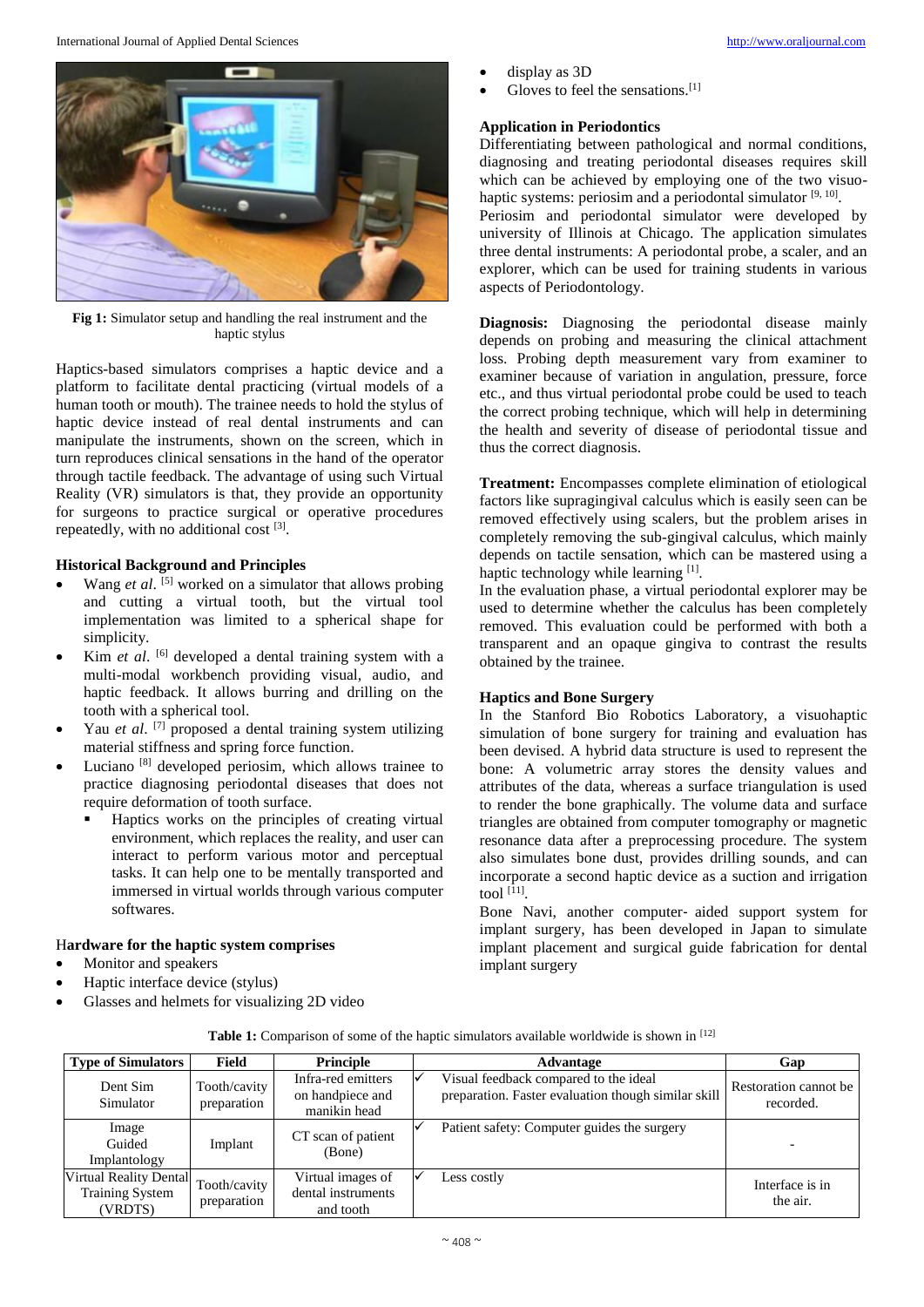Fig 1: Simulator setup and handling the real instrument and the haptic stylus

Haptics-based simulators comprises a haptic device and a platform to facilitate dental practicing (virtual models of a human tooth or mouth). The trainee needs to hold the stylus of haptic device instead of real dental instruments and can manipulate the instruments, shown on the screen, which in turn reproduces clinical sensations in the hand of the operator through tactile feedback. The advantage of using such Virtual Reality (VR) simulators is that, they provide an opportunity for surgeons to practice surgical or operative procedures repeatedly, with no additional cost [3].

## Historical Background and Principles

- Wang *et al*. [5] worked on a simulator that allows probing and cutting a virtual tooth, but the virtual tool implementation was limited to a spherical shape for simplicity.
- Kim *et al*. [6] developed a dental training system with a multi-modal workbench providing visual, audio, and haptic feedback. It allows burring and drilling on the tooth with a spherical tool.
- Yau *et al*. [7] proposed a dental training system utilizing material stiffness and spring force function.
- Luciano [8] developed periosim, which allows trainee to practice diagnosing periodontal diseases that does not require deformation of tooth surface.
  - Haptics works on the principles of creating virtual environment, which replaces the reality, and user can interact to perform various motor and perceptual tasks. It can help one to be mentally transported and immersed in virtual worlds through various computer softwares.

## Hardware for the haptic system comprises

- Monitor and speakers
- Haptic interface device (stylus)
- Glasses and helmets for visualizing 2D video
- display as 3D
- Gloves to feel the sensations.[1]

## Application in Periodontics

Differentiating between pathological and normal conditions, diagnosing and treating periodontal diseases requires skill which can be achieved by employing one of the two visuo-haptic systems: periosim and a periodontal simulator [9, 10].

Periosim and periodontal simulator were developed by university of Illinois at Chicago. The application simulates three dental instruments: A periodontal probe, a scaler, and an explorer, which can be used for training students in various aspects of Periodontology.

**Diagnosis:** Diagnosing the periodontal disease mainly depends on probing and measuring the clinical attachment loss. Probing depth measurement vary from examiner to examiner because of variation in angulation, pressure, force etc., and thus virtual periodontal probe could be used to teach the correct probing technique, which will help in determining the health and severity of disease of periodontal tissue and thus the correct diagnosis.

**Treatment:** Encompasses complete elimination of etiological factors like supragingival calculus which is easily seen can be removed effectively using scalers, but the problem arises in completely removing the sub-gingival calculus, which mainly depends on tactile sensation, which can be mastered using a haptic technology while learning [1].

In the evaluation phase, a virtual periodontal explorer may be used to determine whether the calculus has been completely removed. This evaluation could be performed with both a transparent and an opaque gingiva to contrast the results obtained by the trainee.

## Haptics and Bone Surgery

In the Stanford Bio Robotics Laboratory, a visuohaptic simulation of bone surgery for training and evaluation has been devised. A hybrid data structure is used to represent the bone: A volumetric array stores the density values and attributes of the data, whereas a surface triangulation is used to render the bone graphically. The volume data and surface triangles are obtained from computer tomography or magnetic resonance data after a preprocessing procedure. The system also simulates bone dust, provides drilling sounds, and can incorporate a second haptic device as a suction and irrigation tool [11].

Bone Navi, another computer- aided support system for implant surgery, has been developed in Japan to simulate implant placement and surgical guide fabrication for dental implant surgery

**Table 1:** Comparison of some of the haptic simulators available worldwide is shown in [12]

| Type of Simulators | Field | Principle | Advantage | Gap |
|---|---|---|---|---|
| Dent Sim Simulator | Tooth/cavity preparation | Infra-red emitters on handpiece and manikin head | ✓ Visual feedback compared to the ideal preparation. Faster evaluation though similar skill | Restoration cannot be recorded. |
| Image Guided Implantology | Implant | CT scan of patient (Bone) | ✓ Patient safety: Computer guides the surgery | - |
| Virtual Reality Dental Training System (VRDTS) | Tooth/cavity preparation | Virtual images of dental instruments and tooth | ✓ Less costly | Interface is in the air. |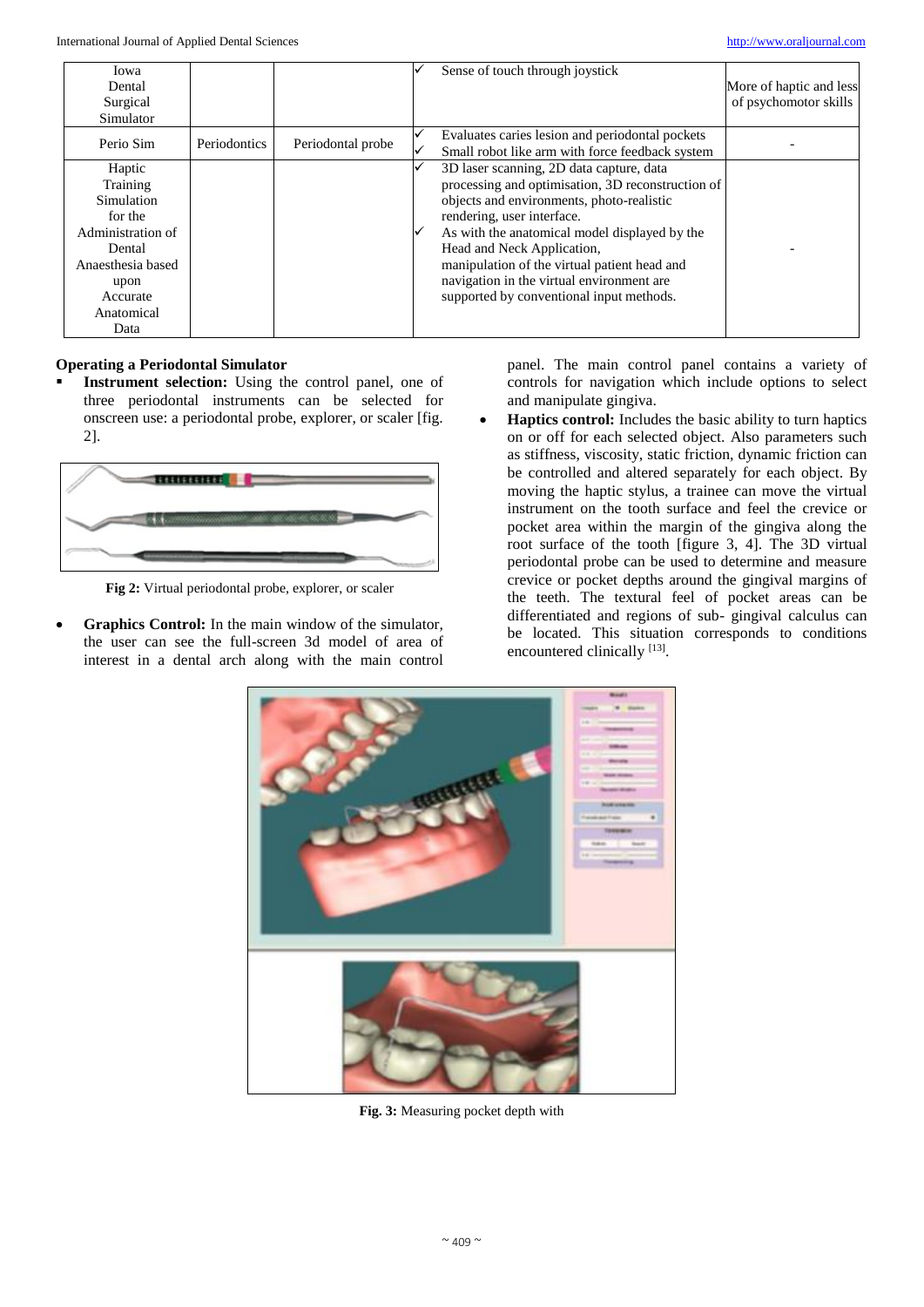| Iowa Dental Surgical Simulator | | | ✓ Sense of touch through joystick | More of haptic and less of psychomotor skills |
|---|---|---|---|---|
| Perio Sim | Periodontics | Periodontal probe | ✓ Evaluates caries lesion and periodontal pockets<br>✓ Small robot like arm with force feedback system | - |
| Haptic Training Simulation for the Administration of Dental Anaesthesia based upon Accurate Anatomical Data | | | ✓ 3D laser scanning, 2D data capture, data processing and optimisation, 3D reconstruction of objects and environments, photo-realistic rendering, user interface.<br>✓ As with the anatomical model displayed by the Head and Neck Application, manipulation of the virtual patient head and navigation in the virtual environment are supported by conventional input methods. | - |

**Operating a Periodontal Simulator**

- **Instrument selection:** Using the control panel, one of three periodontal instruments can be selected for onscreen use: a periodontal probe, explorer, or scaler [fig. 2].

**Fig 2:** Virtual periodontal probe, explorer, or scaler

- **Graphics Control:** In the main window of the simulator, the user can see the full-screen 3d model of area of interest in a dental arch along with the main control panel. The main control panel contains a variety of controls for navigation which include options to select and manipulate gingiva.
- **Haptics control:** Includes the basic ability to turn haptics on or off for each selected object. Also parameters such as stiffness, viscosity, static friction, dynamic friction can be controlled and altered separately for each object. By moving the haptic stylus, a trainee can move the virtual instrument on the tooth surface and feel the crevice or pocket area within the margin of the gingiva along the root surface of the tooth [figure 3, 4]. The 3D virtual periodontal probe can be used to determine and measure crevice or pocket depths around the gingival margins of the teeth. The textural feel of pocket areas can be differentiated and regions of sub- gingival calculus can be located. This situation corresponds to conditions encountered clinically [13].

**Fig. 3:** Measuring pocket depth with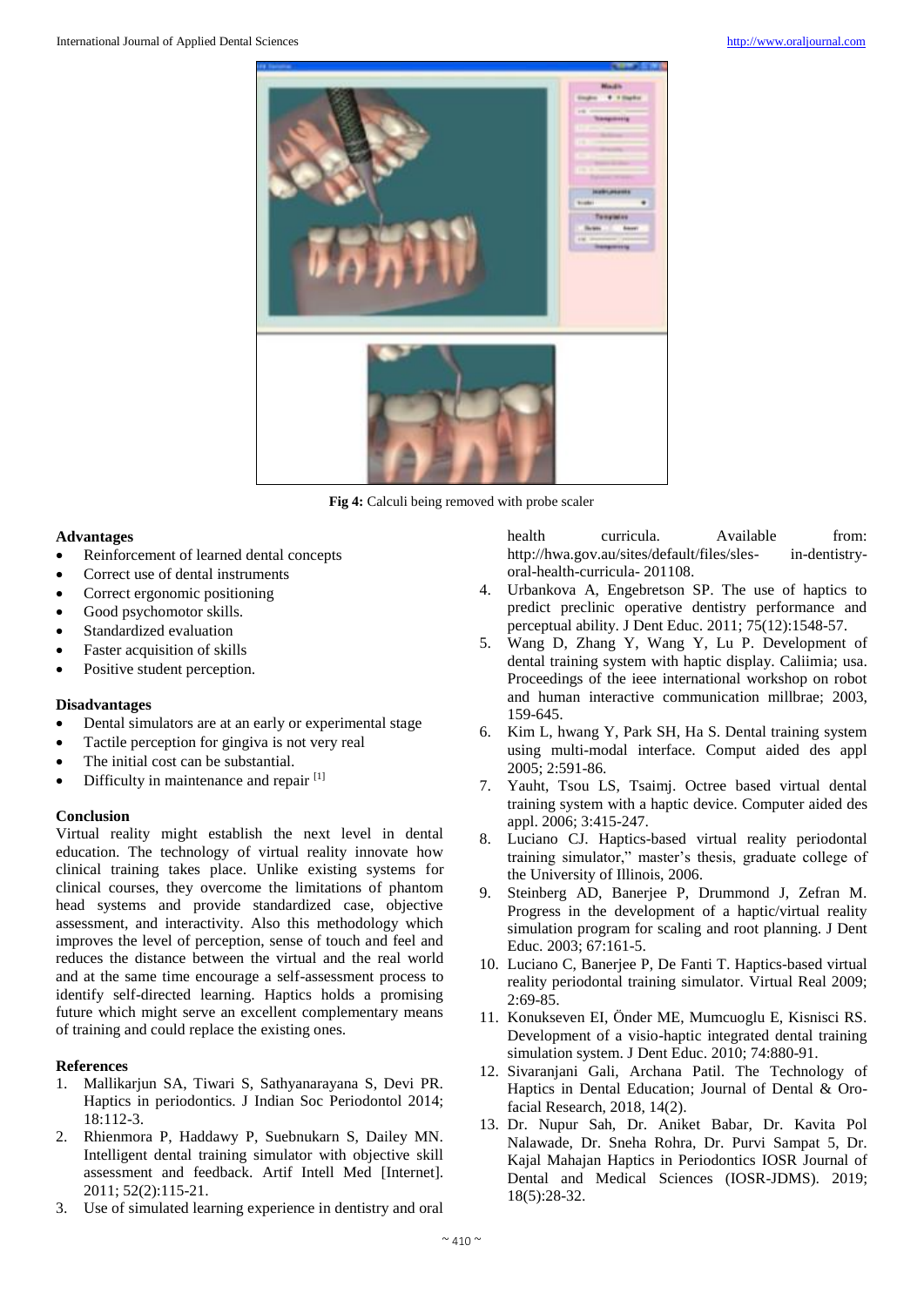Fig 4: Calculi being removed with probe scaler

### Advantages

- Reinforcement of learned dental concepts
- Correct use of dental instruments
- Correct ergonomic positioning
- Good psychomotor skills.
- Standardized evaluation
- Faster acquisition of skills
- Positive student perception.

### Disadvantages

- Dental simulators are at an early or experimental stage
- Tactile perception for gingiva is not very real
- The initial cost can be substantial.
- Difficulty in maintenance and repair [1]

### Conclusion

Virtual reality might establish the next level in dental education. The technology of virtual reality innovate how clinical training takes place. Unlike existing systems for clinical courses, they overcome the limitations of phantom head systems and provide standardized case, objective assessment, and interactivity. Also this methodology which improves the level of perception, sense of touch and feel and reduces the distance between the virtual and the real world and at the same time encourage a self-assessment process to identify self-directed learning. Haptics holds a promising future which might serve an excellent complementary means of training and could replace the existing ones.

### References

1. Mallikarjun SA, Tiwari S, Sathyanarayana S, Devi PR. Haptics in periodontics. J Indian Soc Periodontol 2014; 18:112-3.
2. Rhienmora P, Haddawy P, Suebnukarn S, Dailey MN. Intelligent dental training simulator with objective skill assessment and feedback. Artif Intell Med [Internet]. 2011; 52(2):115-21.
3. Use of simulated learning experience in dentistry and oral health curricula. Available from: http://hwa.gov.au/sites/default/files/sles- in-dentistry-oral-health-curricula- 201108.
4. Urbankova A, Engebretson SP. The use of haptics to predict preclinic operative dentistry performance and perceptual ability. J Dent Educ. 2011; 75(12):1548-57.
5. Wang D, Zhang Y, Wang Y, Lu P. Development of dental training system with haptic display. Caliimia; usa. Proceedings of the ieee international workshop on robot and human interactive communication millbrae; 2003, 159-645.
6. Kim L, hwang Y, Park SH, Ha S. Dental training system using multi-modal interface. Comput aided des appl 2005; 2:591-86.
7. Yauht, Tsou LS, Tsaimj. Octree based virtual dental training system with a haptic device. Computer aided des appl. 2006; 3:415-247.
8. Luciano CJ. Haptics-based virtual reality periodontal training simulator," master's thesis, graduate college of the University of Illinois, 2006.
9. Steinberg AD, Banerjee P, Drummond J, Zefran M. Progress in the development of a haptic/virtual reality simulation program for scaling and root planning. J Dent Educ. 2003; 67:161-5.
10. Luciano C, Banerjee P, De Fanti T. Haptics-based virtual reality periodontal training simulator. Virtual Real 2009; 2:69-85.
11. Konukseven EI, Önder ME, Mumcuoglu E, Kisnisci RS. Development of a visio-haptic integrated dental training simulation system. J Dent Educ. 2010; 74:880-91.
12. Sivaranjani Gali, Archana Patil. The Technology of Haptics in Dental Education; Journal of Dental & Oro-facial Research, 2018, 14(2).
13. Dr. Nupur Sah, Dr. Aniket Babar, Dr. Kavita Pol Nalawade, Dr. Sneha Rohra, Dr. Purvi Sampat 5, Dr. Kajal Mahajan Haptics in Periodontics IOSR Journal of Dental and Medical Sciences (IOSR-JDMS). 2019; 18(5):28-32.